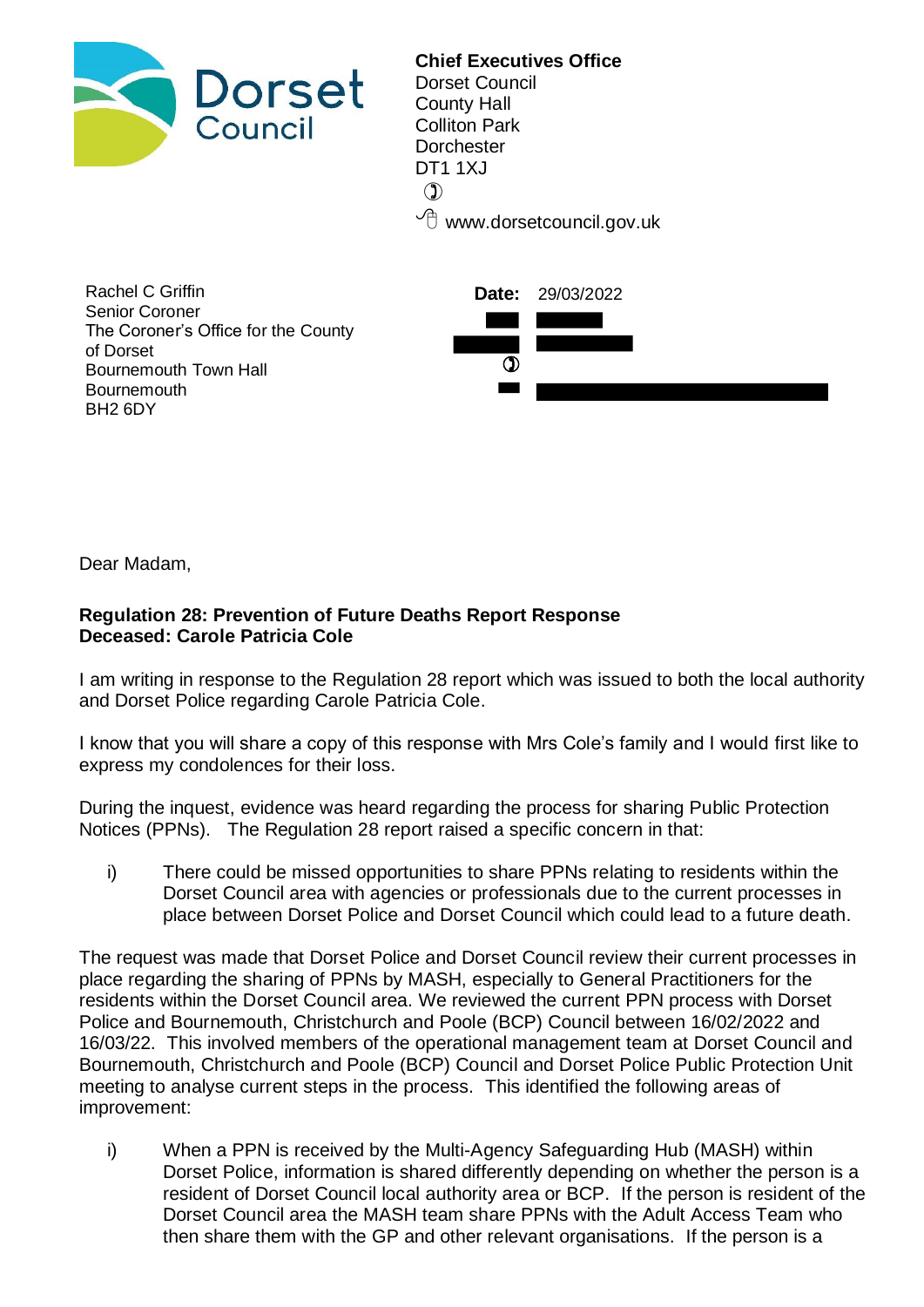Dorset Council

**Chief Executives Office**
Dorset Council
County Hall
Colliton Park
Dorchester
DT1 1XJ

www.dorsetcouncil.gov.uk

Rachel C Griffin
Senior Coroner
The Coroner's Office for the County of Dorset
Bournemouth Town Hall
Bournemouth
BH2 6DY

**Date:** 29/03/2022

Dear Madam,

**Regulation 28: Prevention of Future Deaths Report Response**
**Deceased: Carole Patricia Cole**

I am writing in response to the Regulation 28 report which was issued to both the local authority and Dorset Police regarding Carole Patricia Cole.

I know that you will share a copy of this response with Mrs Cole's family and I would first like to express my condolences for their loss.

During the inquest, evidence was heard regarding the process for sharing Public Protection Notices (PPNs). The Regulation 28 report raised a specific concern in that:

i) There could be missed opportunities to share PPNs relating to residents within the Dorset Council area with agencies or professionals due to the current processes in place between Dorset Police and Dorset Council which could lead to a future death.

The request was made that Dorset Police and Dorset Council review their current processes in place regarding the sharing of PPNs by MASH, especially to General Practitioners for the residents within the Dorset Council area. We reviewed the current PPN process with Dorset Police and Bournemouth, Christchurch and Poole (BCP) Council between 16/02/2022 and 16/03/22. This involved members of the operational management team at Dorset Council and Bournemouth, Christchurch and Poole (BCP) Council and Dorset Police Public Protection Unit meeting to analyse current steps in the process. This identified the following areas of improvement:

i) When a PPN is received by the Multi-Agency Safeguarding Hub (MASH) within Dorset Police, information is shared differently depending on whether the person is a resident of Dorset Council local authority area or BCP. If the person is resident of the Dorset Council area the MASH team share PPNs with the Adult Access Team who then share them with the GP and other relevant organisations. If the person is a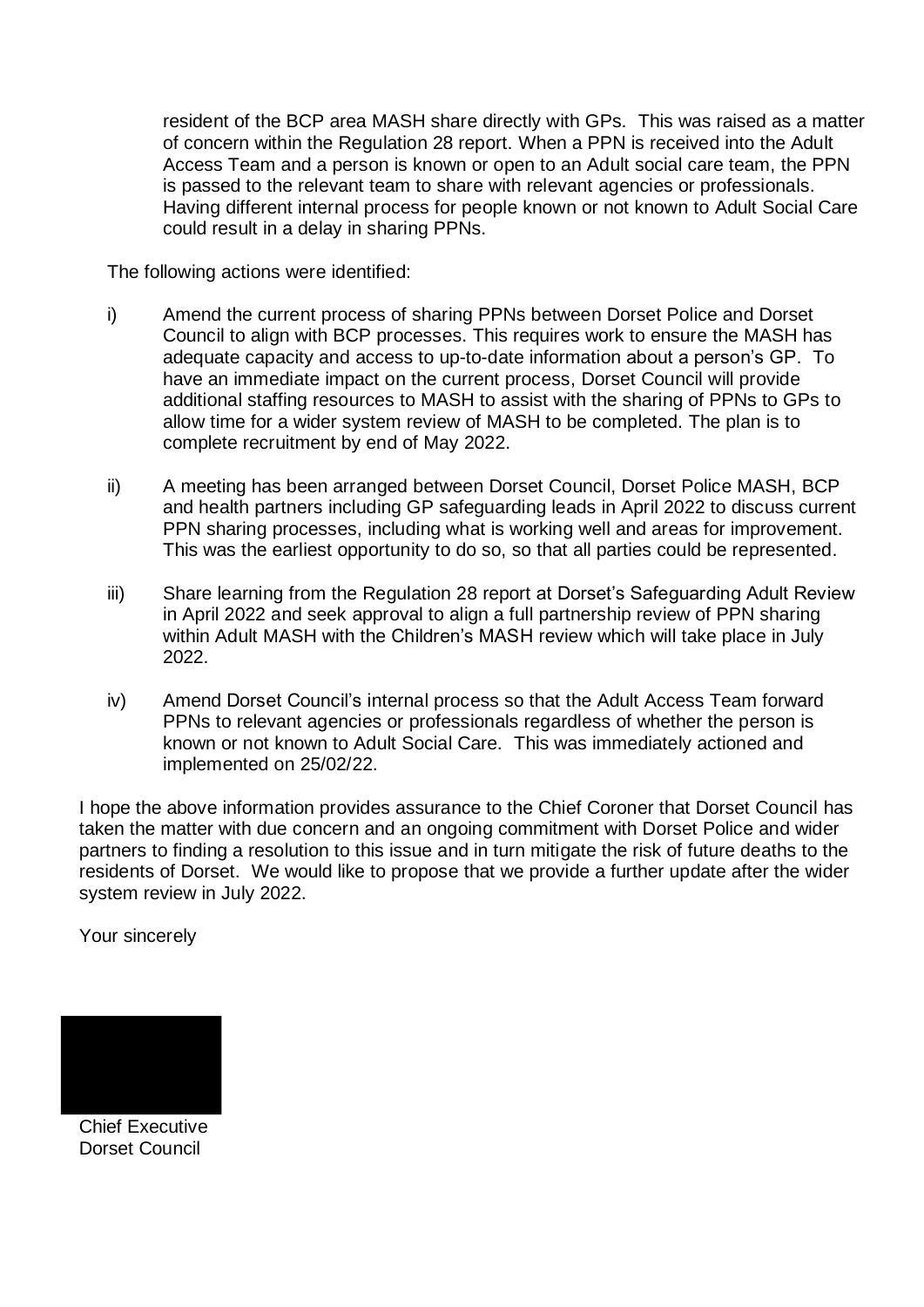resident of the BCP area MASH share directly with GPs. This was raised as a matter of concern within the Regulation 28 report. When a PPN is received into the Adult Access Team and a person is known or open to an Adult social care team, the PPN is passed to the relevant team to share with relevant agencies or professionals. Having different internal process for people known or not known to Adult Social Care could result in a delay in sharing PPNs.

The following actions were identified:

i) Amend the current process of sharing PPNs between Dorset Police and Dorset Council to align with BCP processes. This requires work to ensure the MASH has adequate capacity and access to up-to-date information about a person's GP. To have an immediate impact on the current process, Dorset Council will provide additional staffing resources to MASH to assist with the sharing of PPNs to GPs to allow time for a wider system review of MASH to be completed. The plan is to complete recruitment by end of May 2022.

ii) A meeting has been arranged between Dorset Council, Dorset Police MASH, BCP and health partners including GP safeguarding leads in April 2022 to discuss current PPN sharing processes, including what is working well and areas for improvement. This was the earliest opportunity to do so, so that all parties could be represented.

iii) Share learning from the Regulation 28 report at Dorset's Safeguarding Adult Review in April 2022 and seek approval to align a full partnership review of PPN sharing within Adult MASH with the Children's MASH review which will take place in July 2022.

iv) Amend Dorset Council's internal process so that the Adult Access Team forward PPNs to relevant agencies or professionals regardless of whether the person is known or not known to Adult Social Care. This was immediately actioned and implemented on 25/02/22.

I hope the above information provides assurance to the Chief Coroner that Dorset Council has taken the matter with due concern and an ongoing commitment with Dorset Police and wider partners to finding a resolution to this issue and in turn mitigate the risk of future deaths to the residents of Dorset. We would like to propose that we provide a further update after the wider system review in July 2022.

Your sincerely

Chief Executive
Dorset Council